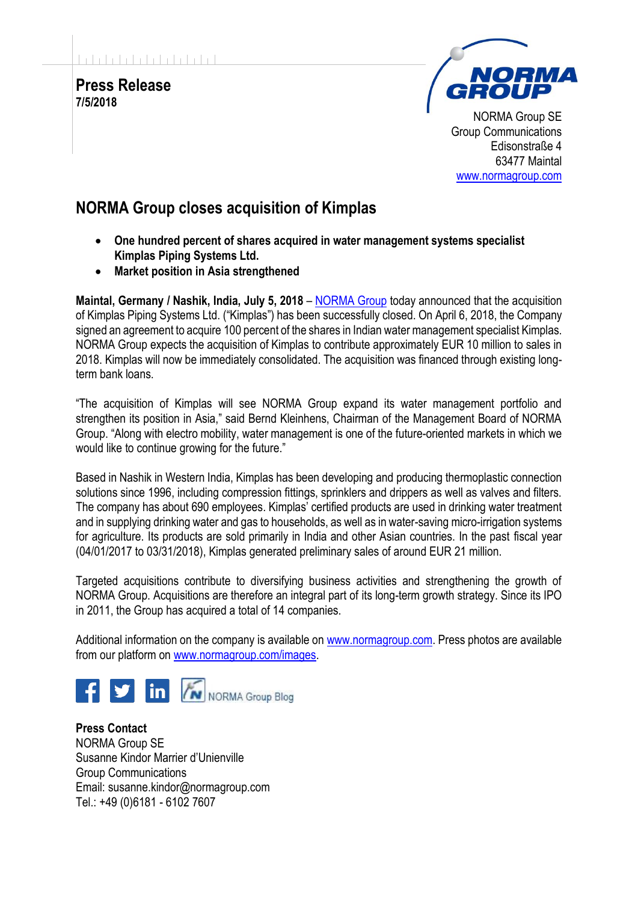**Press Release**
**7/5/2018**

NORMA Group SE
Group Communications
Edisonstraße 4
63477 Maintal
www.normagroup.com

# NORMA Group closes acquisition of Kimplas

- **One hundred percent of shares acquired in water management systems specialist Kimplas Piping Systems Ltd.**
- **Market position in Asia strengthened**

**Maintal, Germany / Nashik, India, July 5, 2018** – NORMA Group today announced that the acquisition of Kimplas Piping Systems Ltd. ("Kimplas") has been successfully closed. On April 6, 2018, the Company signed an agreement to acquire 100 percent of the shares in Indian water management specialist Kimplas. NORMA Group expects the acquisition of Kimplas to contribute approximately EUR 10 million to sales in 2018. Kimplas will now be immediately consolidated. The acquisition was financed through existing long-term bank loans.

"The acquisition of Kimplas will see NORMA Group expand its water management portfolio and strengthen its position in Asia," said Bernd Kleinhens, Chairman of the Management Board of NORMA Group. "Along with electro mobility, water management is one of the future-oriented markets in which we would like to continue growing for the future."

Based in Nashik in Western India, Kimplas has been developing and producing thermoplastic connection solutions since 1996, including compression fittings, sprinklers and drippers as well as valves and filters. The company has about 690 employees. Kimplas' certified products are used in drinking water treatment and in supplying drinking water and gas to households, as well as in water-saving micro-irrigation systems for agriculture. Its products are sold primarily in India and other Asian countries. In the past fiscal year (04/01/2017 to 03/31/2018), Kimplas generated preliminary sales of around EUR 21 million.

Targeted acquisitions contribute to diversifying business activities and strengthening the growth of NORMA Group. Acquisitions are therefore an integral part of its long-term growth strategy. Since its IPO in 2011, the Group has acquired a total of 14 companies.

Additional information on the company is available on www.normagroup.com. Press photos are available from our platform on www.normagroup.com/images.

NORMA Group Blog

**Press Contact**
NORMA Group SE
Susanne Kindor Marrier d'Unienville
Group Communications
Email: susanne.kindor@normagroup.com
Tel.: +49 (0)6181 - 6102 7607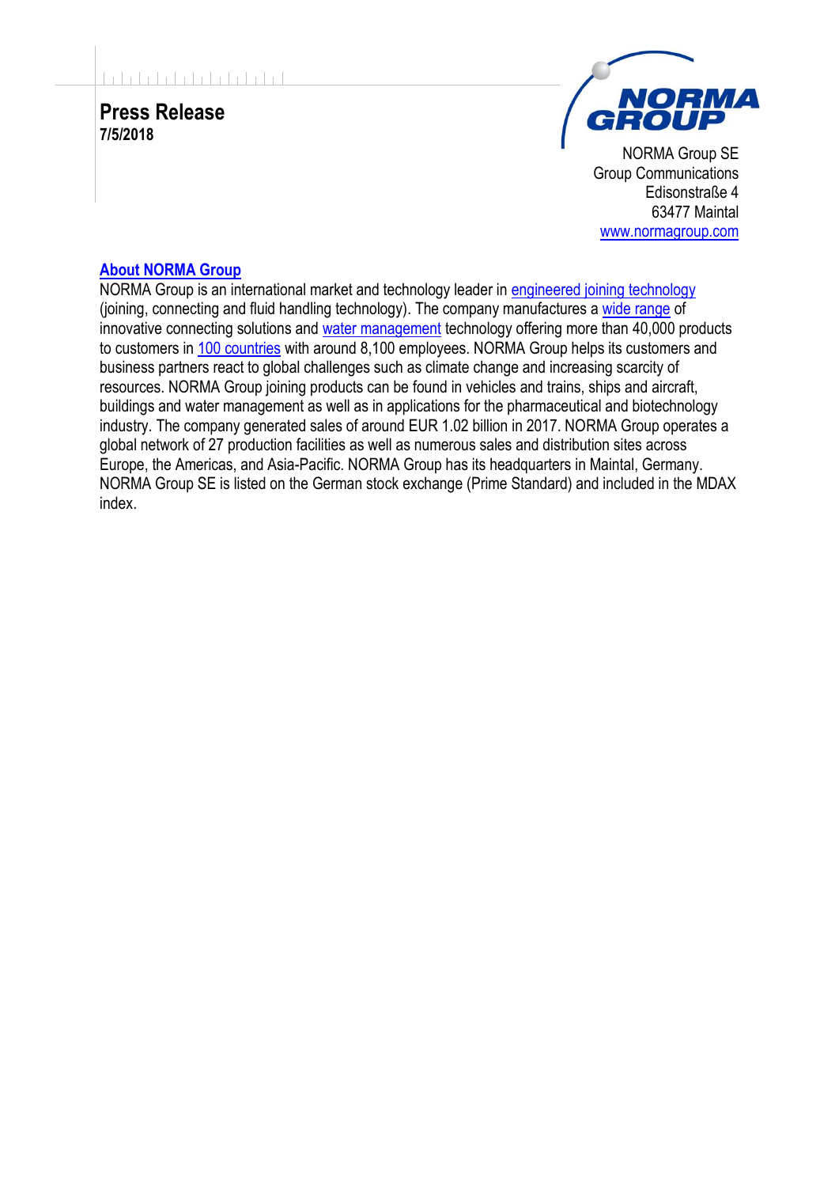**Press Release**
**7/5/2018**

NORMA Group SE
Group Communications
Edisonstraße 4
63477 Maintal
www.normagroup.com

## About NORMA Group

NORMA Group is an international market and technology leader in engineered joining technology (joining, connecting and fluid handling technology). The company manufactures a wide range of innovative connecting solutions and water management technology offering more than 40,000 products to customers in 100 countries with around 8,100 employees. NORMA Group helps its customers and business partners react to global challenges such as climate change and increasing scarcity of resources. NORMA Group joining products can be found in vehicles and trains, ships and aircraft, buildings and water management as well as in applications for the pharmaceutical and biotechnology industry. The company generated sales of around EUR 1.02 billion in 2017. NORMA Group operates a global network of 27 production facilities as well as numerous sales and distribution sites across Europe, the Americas, and Asia-Pacific. NORMA Group has its headquarters in Maintal, Germany. NORMA Group SE is listed on the German stock exchange (Prime Standard) and included in the MDAX index.